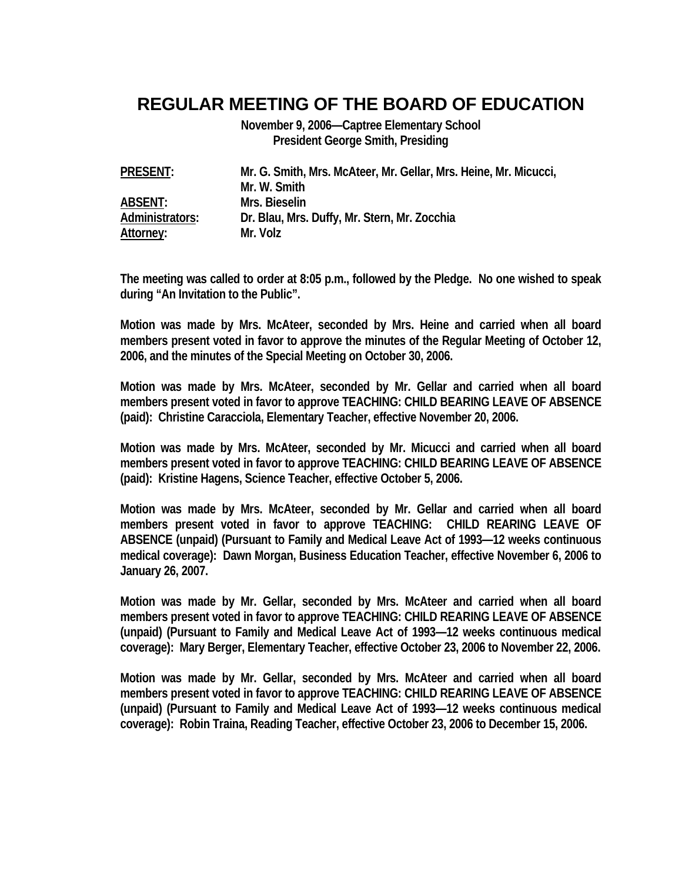# REGULAR MEETING OF THE BOARD OF EDUCATION

**November 9, 2006—Captree Elementary School**
**President George Smith, Presiding**

| | |
|---|---|
| **PRESENT:** | **Mr. G. Smith, Mrs. McAteer, Mr. Gellar, Mrs. Heine, Mr. Micucci, Mr. W. Smith** |
| **ABSENT:** | **Mrs. Bieselin** |
| **Administrators:** | **Dr. Blau, Mrs. Duffy, Mr. Stern, Mr. Zocchia** |
| **Attorney:** | **Mr. Volz** |

**The meeting was called to order at 8:05 p.m., followed by the Pledge. No one wished to speak during "An Invitation to the Public".**

**Motion was made by Mrs. McAteer, seconded by Mrs. Heine and carried when all board members present voted in favor to approve the minutes of the Regular Meeting of October 12, 2006, and the minutes of the Special Meeting on October 30, 2006.**

**Motion was made by Mrs. McAteer, seconded by Mr. Gellar and carried when all board members present voted in favor to approve TEACHING: CHILD BEARING LEAVE OF ABSENCE (paid): Christine Caracciola, Elementary Teacher, effective November 20, 2006.**

**Motion was made by Mrs. McAteer, seconded by Mr. Micucci and carried when all board members present voted in favor to approve TEACHING: CHILD BEARING LEAVE OF ABSENCE (paid): Kristine Hagens, Science Teacher, effective October 5, 2006.**

**Motion was made by Mrs. McAteer, seconded by Mr. Gellar and carried when all board members present voted in favor to approve TEACHING: CHILD REARING LEAVE OF ABSENCE (unpaid) (Pursuant to Family and Medical Leave Act of 1993—12 weeks continuous medical coverage): Dawn Morgan, Business Education Teacher, effective November 6, 2006 to January 26, 2007.**

**Motion was made by Mr. Gellar, seconded by Mrs. McAteer and carried when all board members present voted in favor to approve TEACHING: CHILD REARING LEAVE OF ABSENCE (unpaid) (Pursuant to Family and Medical Leave Act of 1993—12 weeks continuous medical coverage): Mary Berger, Elementary Teacher, effective October 23, 2006 to November 22, 2006.**

**Motion was made by Mr. Gellar, seconded by Mrs. McAteer and carried when all board members present voted in favor to approve TEACHING: CHILD REARING LEAVE OF ABSENCE (unpaid) (Pursuant to Family and Medical Leave Act of 1993—12 weeks continuous medical coverage): Robin Traina, Reading Teacher, effective October 23, 2006 to December 15, 2006.**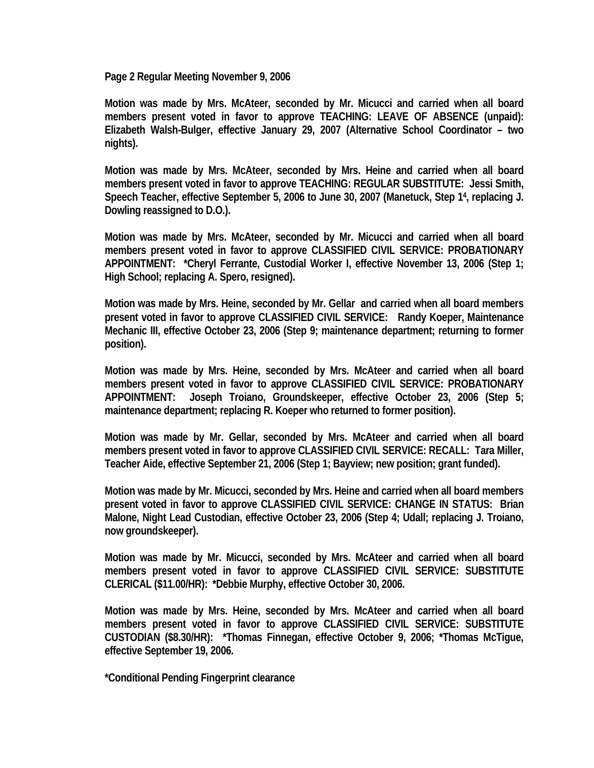Page 2 Regular Meeting November 9, 2006

**Motion was made by Mrs. McAteer, seconded by Mr. Micucci and carried when all board members present voted in favor to approve TEACHING: LEAVE OF ABSENCE (unpaid): Elizabeth Walsh-Bulger, effective January 29, 2007 (Alternative School Coordinator – two nights).**

**Motion was made by Mrs. McAteer, seconded by Mrs. Heine and carried when all board members present voted in favor to approve TEACHING: REGULAR SUBSTITUTE: Jessi Smith, Speech Teacher, effective September 5, 2006 to June 30, 2007 (Manetuck, Step 1$^{4}$, replacing J. Dowling reassigned to D.O.).**

**Motion was made by Mrs. McAteer, seconded by Mr. Micucci and carried when all board members present voted in favor to approve CLASSIFIED CIVIL SERVICE: PROBATIONARY APPOINTMENT: *Cheryl Ferrante, Custodial Worker I, effective November 13, 2006 (Step 1; High School; replacing A. Spero, resigned).**

**Motion was made by Mrs. Heine, seconded by Mr. Gellar and carried when all board members present voted in favor to approve CLASSIFIED CIVIL SERVICE: Randy Koeper, Maintenance Mechanic III, effective October 23, 2006 (Step 9; maintenance department; returning to former position).**

**Motion was made by Mrs. Heine, seconded by Mrs. McAteer and carried when all board members present voted in favor to approve CLASSIFIED CIVIL SERVICE: PROBATIONARY APPOINTMENT: Joseph Troiano, Groundskeeper, effective October 23, 2006 (Step 5; maintenance department; replacing R. Koeper who returned to former position).**

**Motion was made by Mr. Gellar, seconded by Mrs. McAteer and carried when all board members present voted in favor to approve CLASSIFIED CIVIL SERVICE: RECALL: Tara Miller, Teacher Aide, effective September 21, 2006 (Step 1; Bayview; new position; grant funded).**

**Motion was made by Mr. Micucci, seconded by Mrs. Heine and carried when all board members present voted in favor to approve CLASSIFIED CIVIL SERVICE: CHANGE IN STATUS: Brian Malone, Night Lead Custodian, effective October 23, 2006 (Step 4; Udall; replacing J. Troiano, now groundskeeper).**

**Motion was made by Mr. Micucci, seconded by Mrs. McAteer and carried when all board members present voted in favor to approve CLASSIFIED CIVIL SERVICE: SUBSTITUTE CLERICAL ($11.00/HR): *Debbie Murphy, effective October 30, 2006.**

**Motion was made by Mrs. Heine, seconded by Mrs. McAteer and carried when all board members present voted in favor to approve CLASSIFIED CIVIL SERVICE: SUBSTITUTE CUSTODIAN ($8.30/HR): *Thomas Finnegan, effective October 9, 2006; *Thomas McTigue, effective September 19, 2006.**

**\*Conditional Pending Fingerprint clearance**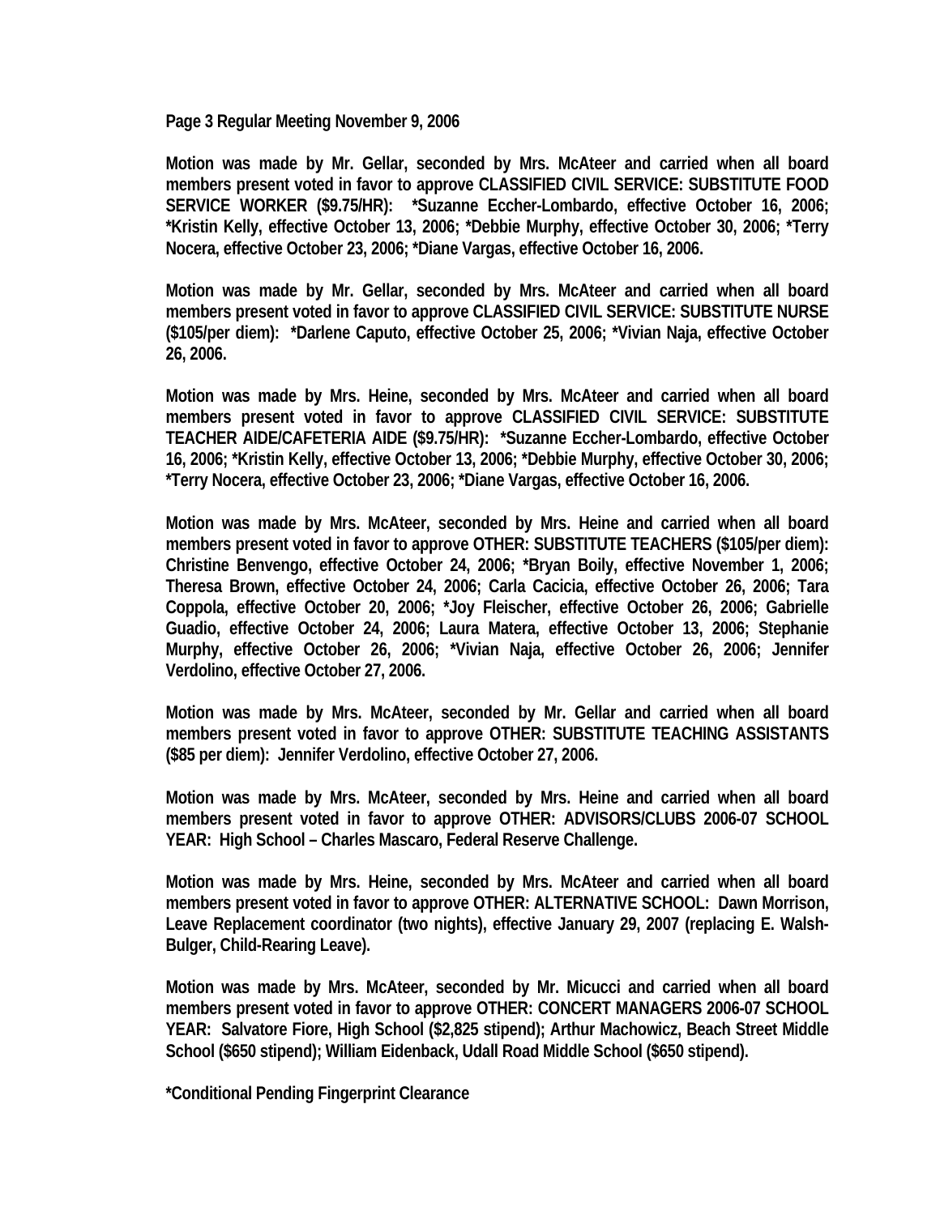**Page 3 Regular Meeting November 9, 2006**

**Motion was made by Mr. Gellar, seconded by Mrs. McAteer and carried when all board members present voted in favor to approve CLASSIFIED CIVIL SERVICE: SUBSTITUTE FOOD SERVICE WORKER ($9.75/HR): *Suzanne Eccher-Lombardo, effective October 16, 2006; *Kristin Kelly, effective October 13, 2006; *Debbie Murphy, effective October 30, 2006; *Terry Nocera, effective October 23, 2006; *Diane Vargas, effective October 16, 2006.**

**Motion was made by Mr. Gellar, seconded by Mrs. McAteer and carried when all board members present voted in favor to approve CLASSIFIED CIVIL SERVICE: SUBSTITUTE NURSE ($105/per diem): *Darlene Caputo, effective October 25, 2006; *Vivian Naja, effective October 26, 2006.**

**Motion was made by Mrs. Heine, seconded by Mrs. McAteer and carried when all board members present voted in favor to approve CLASSIFIED CIVIL SERVICE: SUBSTITUTE TEACHER AIDE/CAFETERIA AIDE ($9.75/HR): *Suzanne Eccher-Lombardo, effective October 16, 2006; *Kristin Kelly, effective October 13, 2006; *Debbie Murphy, effective October 30, 2006; *Terry Nocera, effective October 23, 2006; *Diane Vargas, effective October 16, 2006.**

**Motion was made by Mrs. McAteer, seconded by Mrs. Heine and carried when all board members present voted in favor to approve OTHER: SUBSTITUTE TEACHERS ($105/per diem): Christine Benvengo, effective October 24, 2006; *Bryan Boily, effective November 1, 2006; Theresa Brown, effective October 24, 2006; Carla Cacicia, effective October 26, 2006; Tara Coppola, effective October 20, 2006; *Joy Fleischer, effective October 26, 2006; Gabrielle Guadio, effective October 24, 2006; Laura Matera, effective October 13, 2006; Stephanie Murphy, effective October 26, 2006; *Vivian Naja, effective October 26, 2006; Jennifer Verdolino, effective October 27, 2006.**

**Motion was made by Mrs. McAteer, seconded by Mr. Gellar and carried when all board members present voted in favor to approve OTHER: SUBSTITUTE TEACHING ASSISTANTS ($85 per diem): Jennifer Verdolino, effective October 27, 2006.**

**Motion was made by Mrs. McAteer, seconded by Mrs. Heine and carried when all board members present voted in favor to approve OTHER: ADVISORS/CLUBS 2006-07 SCHOOL YEAR: High School – Charles Mascaro, Federal Reserve Challenge.**

**Motion was made by Mrs. Heine, seconded by Mrs. McAteer and carried when all board members present voted in favor to approve OTHER: ALTERNATIVE SCHOOL: Dawn Morrison, Leave Replacement coordinator (two nights), effective January 29, 2007 (replacing E. Walsh-Bulger, Child-Rearing Leave).**

**Motion was made by Mrs. McAteer, seconded by Mr. Micucci and carried when all board members present voted in favor to approve OTHER: CONCERT MANAGERS 2006-07 SCHOOL YEAR: Salvatore Fiore, High School ($2,825 stipend); Arthur Machowicz, Beach Street Middle School ($650 stipend); William Eidenback, Udall Road Middle School ($650 stipend).**

**\*Conditional Pending Fingerprint Clearance**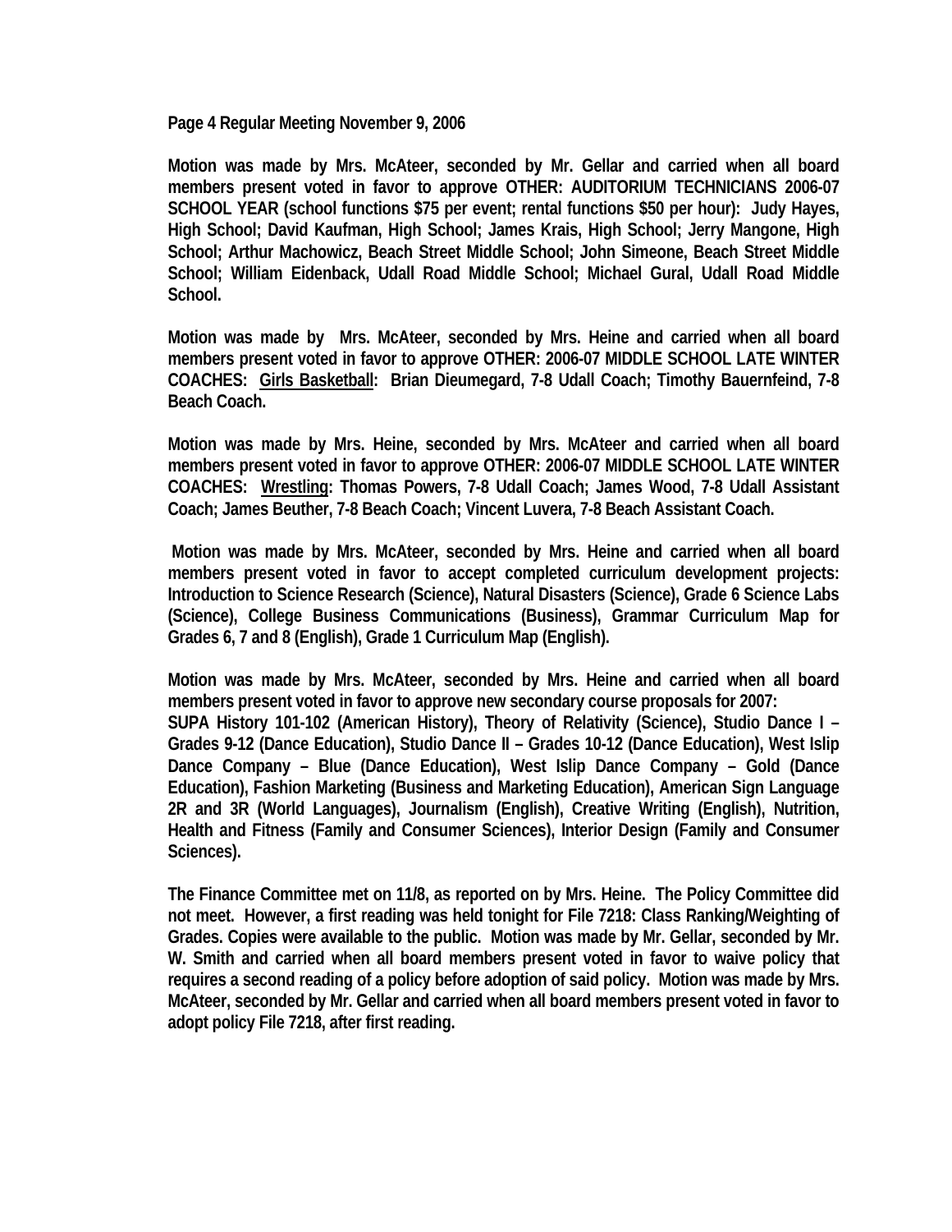Motion was made by Mrs. McAteer, seconded by Mr. Gellar and carried when all board members present voted in favor to approve OTHER: AUDITORIUM TECHNICIANS 2006-07 SCHOOL YEAR (school functions $75 per event; rental functions $50 per hour): Judy Hayes, High School; David Kaufman, High School; James Krais, High School; Jerry Mangone, High School; Arthur Machowicz, Beach Street Middle School; John Simeone, Beach Street Middle School; William Eidenback, Udall Road Middle School; Michael Gural, Udall Road Middle School.

Motion was made by Mrs. McAteer, seconded by Mrs. Heine and carried when all board members present voted in favor to approve OTHER: 2006-07 MIDDLE SCHOOL LATE WINTER COACHES: Girls Basketball: Brian Dieumegard, 7-8 Udall Coach; Timothy Bauernfeind, 7-8 Beach Coach.

Motion was made by Mrs. Heine, seconded by Mrs. McAteer and carried when all board members present voted in favor to approve OTHER: 2006-07 MIDDLE SCHOOL LATE WINTER COACHES: Wrestling: Thomas Powers, 7-8 Udall Coach; James Wood, 7-8 Udall Assistant Coach; James Beuther, 7-8 Beach Coach; Vincent Luvera, 7-8 Beach Assistant Coach.

Motion was made by Mrs. McAteer, seconded by Mrs. Heine and carried when all board members present voted in favor to accept completed curriculum development projects: Introduction to Science Research (Science), Natural Disasters (Science), Grade 6 Science Labs (Science), College Business Communications (Business), Grammar Curriculum Map for Grades 6, 7 and 8 (English), Grade 1 Curriculum Map (English).

Motion was made by Mrs. McAteer, seconded by Mrs. Heine and carried when all board members present voted in favor to approve new secondary course proposals for 2007:
SUPA History 101-102 (American History), Theory of Relativity (Science), Studio Dance I – Grades 9-12 (Dance Education), Studio Dance II – Grades 10-12 (Dance Education), West Islip Dance Company – Blue (Dance Education), West Islip Dance Company – Gold (Dance Education), Fashion Marketing (Business and Marketing Education), American Sign Language 2R and 3R (World Languages), Journalism (English), Creative Writing (English), Nutrition, Health and Fitness (Family and Consumer Sciences), Interior Design (Family and Consumer Sciences).

The Finance Committee met on 11/8, as reported on by Mrs. Heine. The Policy Committee did not meet. However, a first reading was held tonight for File 7218: Class Ranking/Weighting of Grades. Copies were available to the public. Motion was made by Mr. Gellar, seconded by Mr. W. Smith and carried when all board members present voted in favor to waive policy that requires a second reading of a policy before adoption of said policy. Motion was made by Mrs. McAteer, seconded by Mr. Gellar and carried when all board members present voted in favor to adopt policy File 7218, after first reading.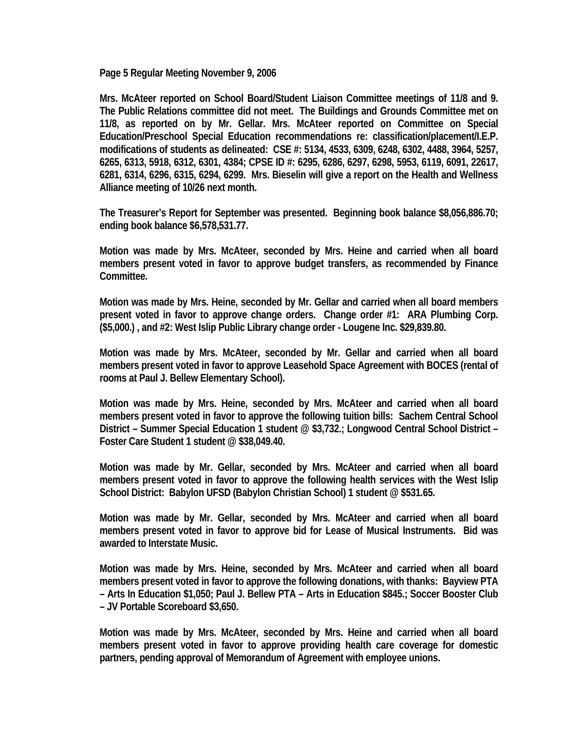**Page 5 Regular Meeting November 9, 2006**

**Mrs. McAteer reported on School Board/Student Liaison Committee meetings of 11/8 and 9. The Public Relations committee did not meet. The Buildings and Grounds Committee met on 11/8, as reported on by Mr. Gellar. Mrs. McAteer reported on Committee on Special Education/Preschool Special Education recommendations re: classification/placement/I.E.P. modifications of students as delineated: CSE #: 5134, 4533, 6309, 6248, 6302, 4488, 3964, 5257, 6265, 6313, 5918, 6312, 6301, 4384; CPSE ID #: 6295, 6286, 6297, 6298, 5953, 6119, 6091, 22617, 6281, 6314, 6296, 6315, 6294, 6299. Mrs. Bieselin will give a report on the Health and Wellness Alliance meeting of 10/26 next month.**

**The Treasurer's Report for September was presented. Beginning book balance $8,056,886.70; ending book balance $6,578,531.77.**

**Motion was made by Mrs. McAteer, seconded by Mrs. Heine and carried when all board members present voted in favor to approve budget transfers, as recommended by Finance Committee.**

**Motion was made by Mrs. Heine, seconded by Mr. Gellar and carried when all board members present voted in favor to approve change orders. Change order #1: ARA Plumbing Corp. ($5,000.) , and #2: West Islip Public Library change order - Lougene Inc. $29,839.80.**

**Motion was made by Mrs. McAteer, seconded by Mr. Gellar and carried when all board members present voted in favor to approve Leasehold Space Agreement with BOCES (rental of rooms at Paul J. Bellew Elementary School).**

**Motion was made by Mrs. Heine, seconded by Mrs. McAteer and carried when all board members present voted in favor to approve the following tuition bills: Sachem Central School District – Summer Special Education 1 student @ $3,732.; Longwood Central School District – Foster Care Student 1 student @ $38,049.40.**

**Motion was made by Mr. Gellar, seconded by Mrs. McAteer and carried when all board members present voted in favor to approve the following health services with the West Islip School District: Babylon UFSD (Babylon Christian School) 1 student @ $531.65.**

**Motion was made by Mr. Gellar, seconded by Mrs. McAteer and carried when all board members present voted in favor to approve bid for Lease of Musical Instruments. Bid was awarded to Interstate Music.**

**Motion was made by Mrs. Heine, seconded by Mrs. McAteer and carried when all board members present voted in favor to approve the following donations, with thanks: Bayview PTA – Arts In Education $1,050; Paul J. Bellew PTA – Arts in Education $845.; Soccer Booster Club – JV Portable Scoreboard $3,650.**

**Motion was made by Mrs. McAteer, seconded by Mrs. Heine and carried when all board members present voted in favor to approve providing health care coverage for domestic partners, pending approval of Memorandum of Agreement with employee unions.**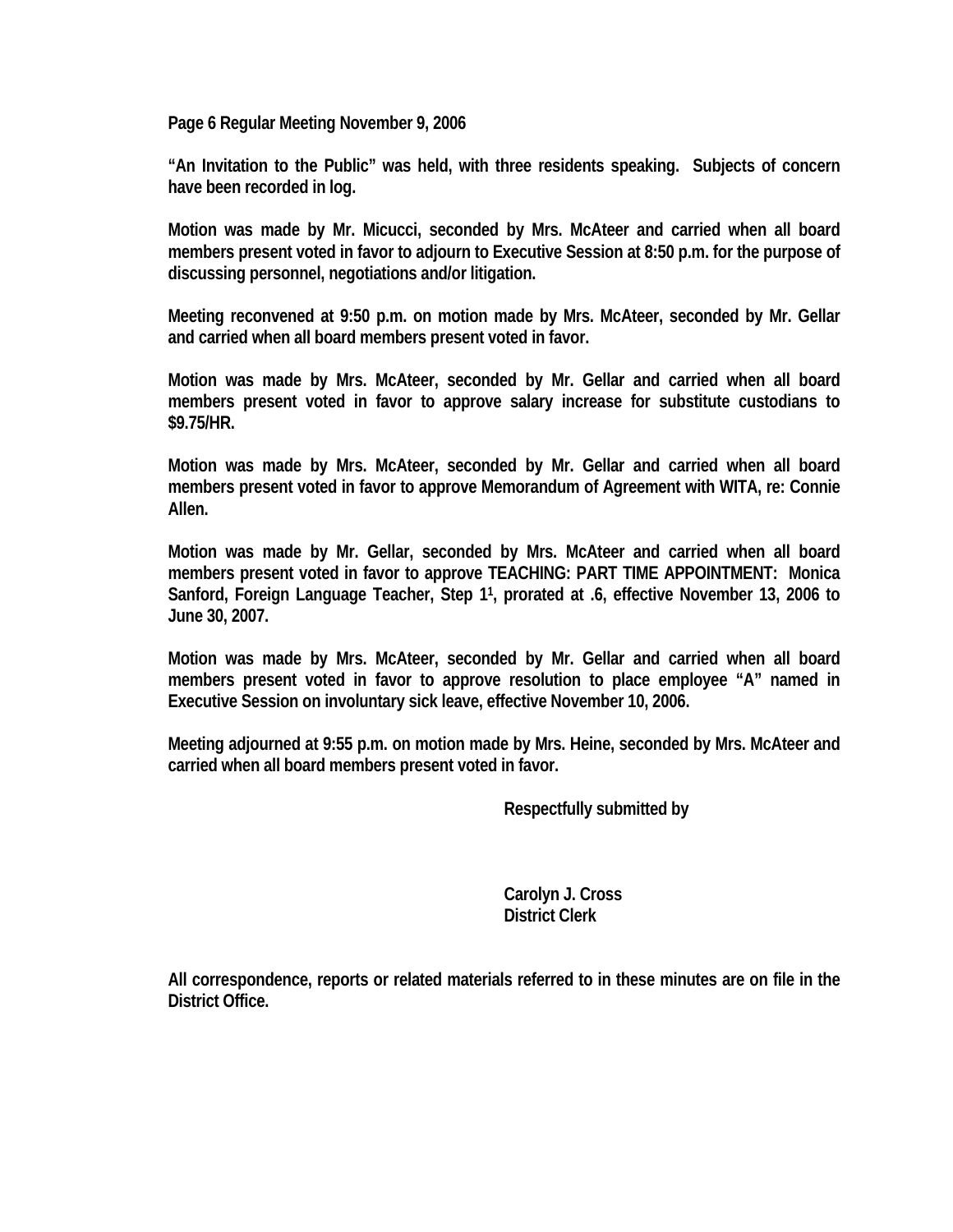**Page 6 Regular Meeting November 9, 2006**

**"An Invitation to the Public" was held, with three residents speaking. Subjects of concern have been recorded in log.**

**Motion was made by Mr. Micucci, seconded by Mrs. McAteer and carried when all board members present voted in favor to adjourn to Executive Session at 8:50 p.m. for the purpose of discussing personnel, negotiations and/or litigation.**

**Meeting reconvened at 9:50 p.m. on motion made by Mrs. McAteer, seconded by Mr. Gellar and carried when all board members present voted in favor.**

**Motion was made by Mrs. McAteer, seconded by Mr. Gellar and carried when all board members present voted in favor to approve salary increase for substitute custodians to $9.75/HR.**

**Motion was made by Mrs. McAteer, seconded by Mr. Gellar and carried when all board members present voted in favor to approve Memorandum of Agreement with WITA, re: Connie Allen.**

**Motion was made by Mr. Gellar, seconded by Mrs. McAteer and carried when all board members present voted in favor to approve TEACHING: PART TIME APPOINTMENT: Monica Sanford, Foreign Language Teacher, Step 1[1], prorated at .6, effective November 13, 2006 to June 30, 2007.**

**Motion was made by Mrs. McAteer, seconded by Mr. Gellar and carried when all board members present voted in favor to approve resolution to place employee "A" named in Executive Session on involuntary sick leave, effective November 10, 2006.**

**Meeting adjourned at 9:55 p.m. on motion made by Mrs. Heine, seconded by Mrs. McAteer and carried when all board members present voted in favor.**

**Respectfully submitted by**

**Carolyn J. Cross**
**District Clerk**

**All correspondence, reports or related materials referred to in these minutes are on file in the District Office.**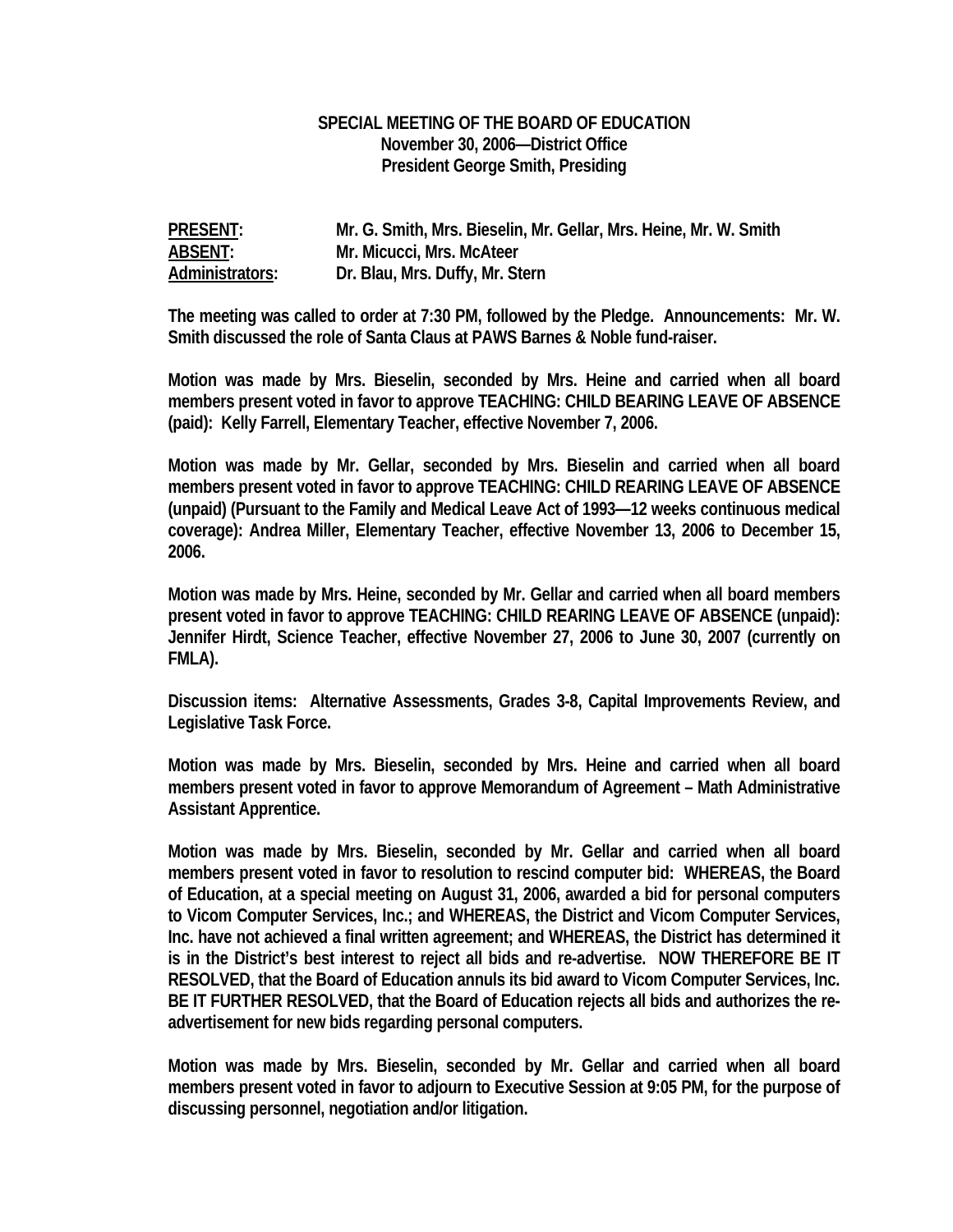**SPECIAL MEETING OF THE BOARD OF EDUCATION**
**November 30, 2006—District Office**
**President George Smith, Presiding**

**PRESENT:** Mr. G. Smith, Mrs. Bieselin, Mr. Gellar, Mrs. Heine, Mr. W. Smith
**ABSENT:** Mr. Micucci, Mrs. McAteer
**Administrators:** Dr. Blau, Mrs. Duffy, Mr. Stern

The meeting was called to order at 7:30 PM, followed by the Pledge. Announcements: Mr. W. Smith discussed the role of Santa Claus at PAWS Barnes & Noble fund-raiser.

Motion was made by Mrs. Bieselin, seconded by Mrs. Heine and carried when all board members present voted in favor to approve TEACHING: CHILD BEARING LEAVE OF ABSENCE (paid): Kelly Farrell, Elementary Teacher, effective November 7, 2006.

Motion was made by Mr. Gellar, seconded by Mrs. Bieselin and carried when all board members present voted in favor to approve TEACHING: CHILD REARING LEAVE OF ABSENCE (unpaid) (Pursuant to the Family and Medical Leave Act of 1993—12 weeks continuous medical coverage): Andrea Miller, Elementary Teacher, effective November 13, 2006 to December 15, 2006.

Motion was made by Mrs. Heine, seconded by Mr. Gellar and carried when all board members present voted in favor to approve TEACHING: CHILD REARING LEAVE OF ABSENCE (unpaid): Jennifer Hirdt, Science Teacher, effective November 27, 2006 to June 30, 2007 (currently on FMLA).

Discussion items: Alternative Assessments, Grades 3-8, Capital Improvements Review, and Legislative Task Force.

Motion was made by Mrs. Bieselin, seconded by Mrs. Heine and carried when all board members present voted in favor to approve Memorandum of Agreement – Math Administrative Assistant Apprentice.

Motion was made by Mrs. Bieselin, seconded by Mr. Gellar and carried when all board members present voted in favor to resolution to rescind computer bid: WHEREAS, the Board of Education, at a special meeting on August 31, 2006, awarded a bid for personal computers to Vicom Computer Services, Inc.; and WHEREAS, the District and Vicom Computer Services, Inc. have not achieved a final written agreement; and WHEREAS, the District has determined it is in the District's best interest to reject all bids and re-advertise. NOW THEREFORE BE IT RESOLVED, that the Board of Education annuls its bid award to Vicom Computer Services, Inc. BE IT FURTHER RESOLVED, that the Board of Education rejects all bids and authorizes the re-advertisement for new bids regarding personal computers.

Motion was made by Mrs. Bieselin, seconded by Mr. Gellar and carried when all board members present voted in favor to adjourn to Executive Session at 9:05 PM, for the purpose of discussing personnel, negotiation and/or litigation.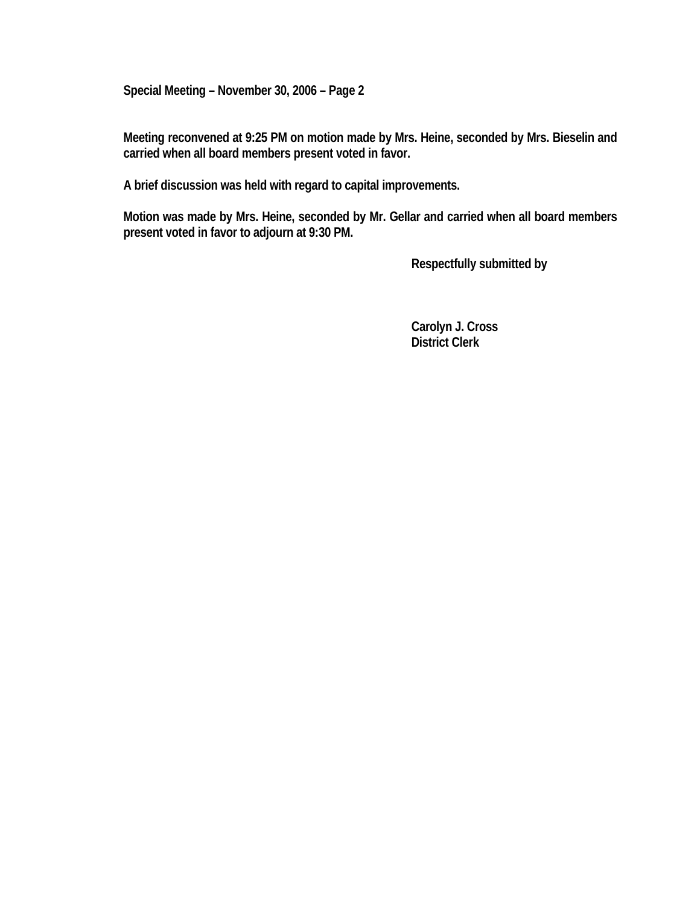**Special Meeting – November 30, 2006 – Page 2**

**Meeting reconvened at 9:25 PM on motion made by Mrs. Heine, seconded by Mrs. Bieselin and carried when all board members present voted in favor.**

**A brief discussion was held with regard to capital improvements.**

**Motion was made by Mrs. Heine, seconded by Mr. Gellar and carried when all board members present voted in favor to adjourn at 9:30 PM.**

**Respectfully submitted by**

**Carolyn J. Cross**
**District Clerk**